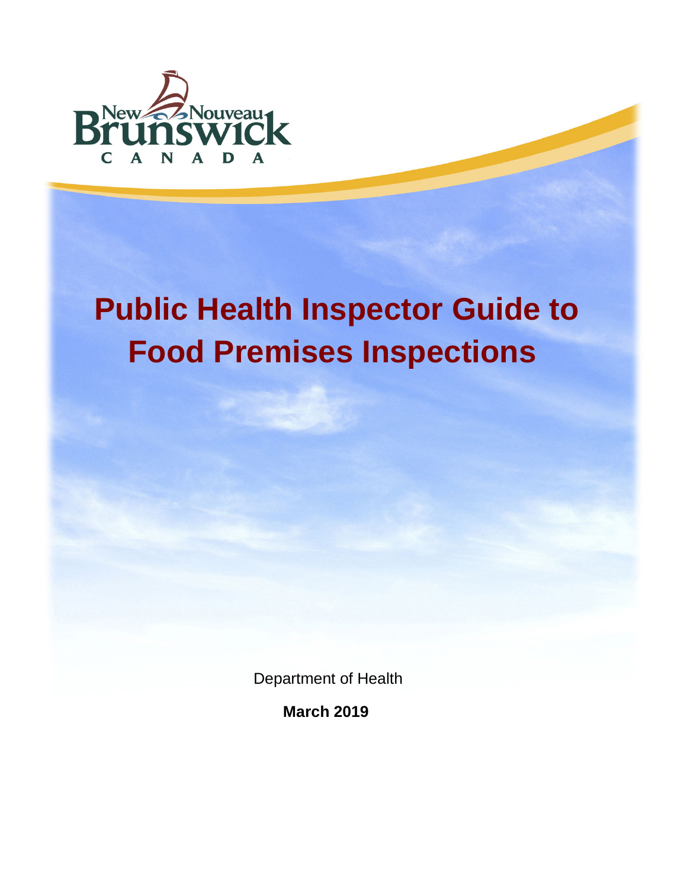New Nouveau Brunswick CANADA

# Public Health Inspector Guide to Food Premises Inspections

Department of Health

**March 2019**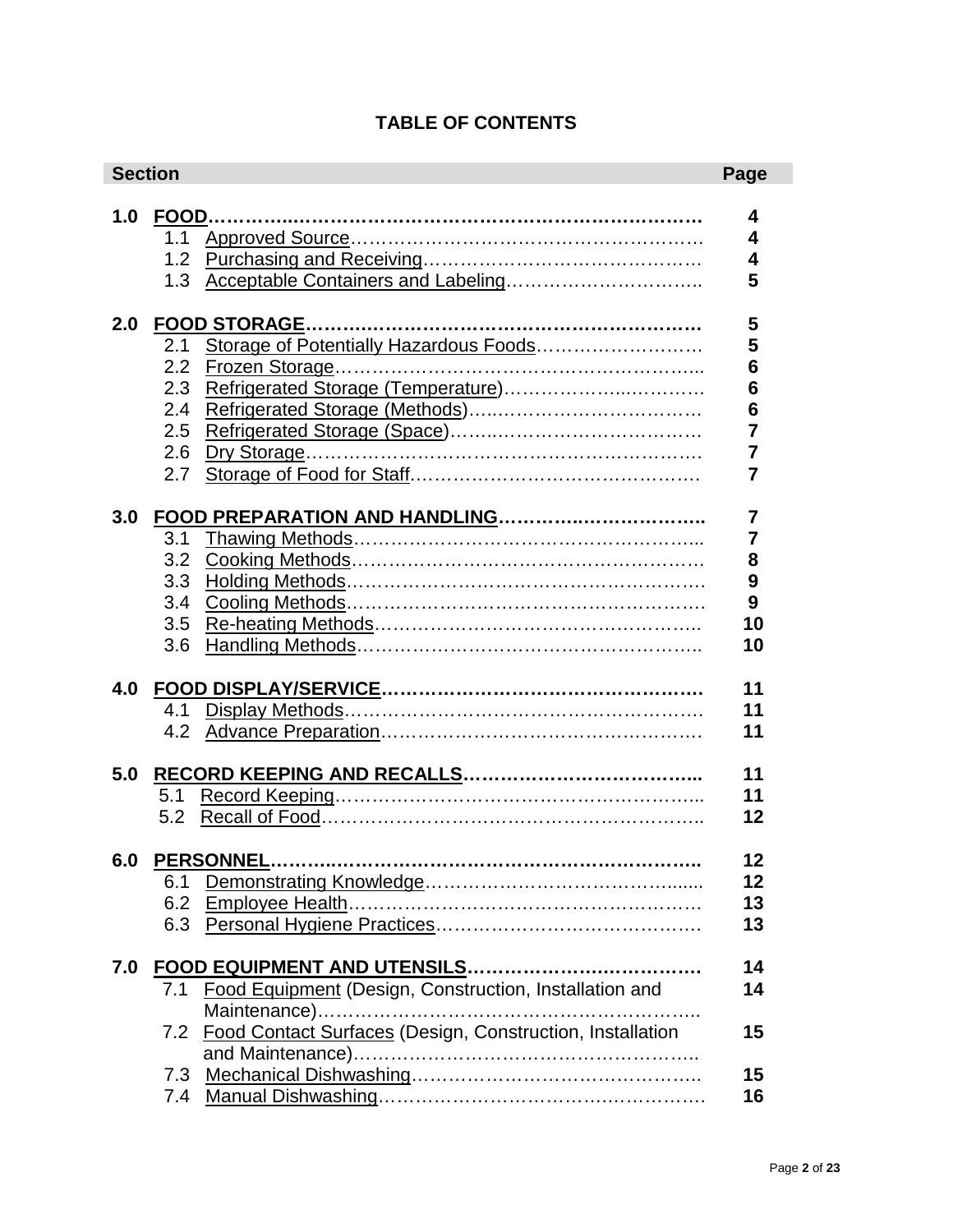**TABLE OF CONTENTS**

| Section | | Page |
|---|---|---|
| **1.0** | **FOOD** | **4** |
| | 1.1 Approved Source | **4** |
| | 1.2 Purchasing and Receiving | **4** |
| | 1.3 Acceptable Containers and Labeling | **5** |
| **2.0** | **FOOD STORAGE** | **5** |
| | 2.1 Storage of Potentially Hazardous Foods | **5** |
| | 2.2 Frozen Storage | **6** |
| | 2.3 Refrigerated Storage (Temperature) | **6** |
| | 2.4 Refrigerated Storage (Methods) | **6** |
| | 2.5 Refrigerated Storage (Space) | **7** |
| | 2.6 Dry Storage | **7** |
| | 2.7 Storage of Food for Staff | **7** |
| **3.0** | **FOOD PREPARATION AND HANDLING** | **7** |
| | 3.1 Thawing Methods | **7** |
| | 3.2 Cooking Methods | **8** |
| | 3.3 Holding Methods | **9** |
| | 3.4 Cooling Methods | **9** |
| | 3.5 Re-heating Methods | **10** |
| | 3.6 Handling Methods | **10** |
| **4.0** | **FOOD DISPLAY/SERVICE** | **11** |
| | 4.1 Display Methods | **11** |
| | 4.2 Advance Preparation | **11** |
| **5.0** | **RECORD KEEPING AND RECALLS** | **11** |
| | 5.1 Record Keeping | **11** |
| | 5.2 Recall of Food | **12** |
| **6.0** | **PERSONNEL** | **12** |
| | 6.1 Demonstrating Knowledge | **12** |
| | 6.2 Employee Health | **13** |
| | 6.3 Personal Hygiene Practices | **13** |
| **7.0** | **FOOD EQUIPMENT AND UTENSILS** | **14** |
| | 7.1 Food Equipment (Design, Construction, Installation and Maintenance) | **14** |
| | 7.2 Food Contact Surfaces (Design, Construction, Installation and Maintenance) | **15** |
| | 7.3 Mechanical Dishwashing | **15** |
| | 7.4 Manual Dishwashing | **16** |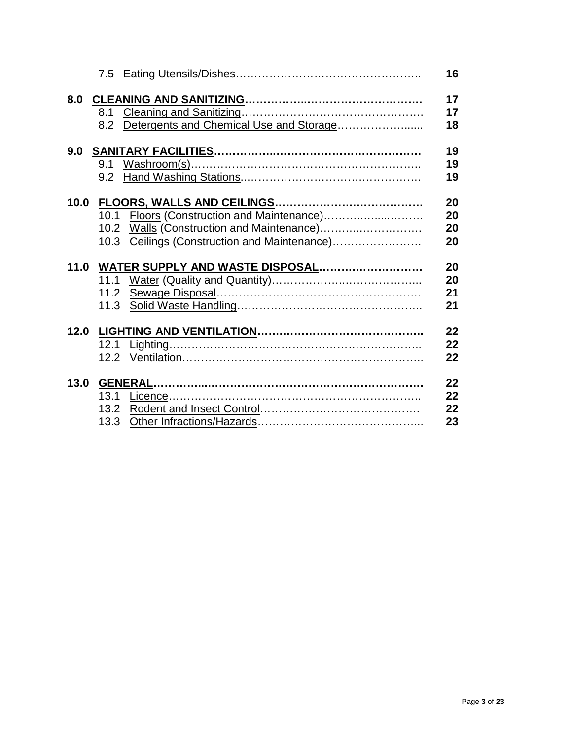| | | |
|---|---|---|
| | 7.5 Eating Utensils/Dishes | 16 |
| **8.0** | **CLEANING AND SANITIZING** | **17** |
| | 8.1 Cleaning and Sanitizing | 17 |
| | 8.2 Detergents and Chemical Use and Storage | 18 |
| **9.0** | **SANITARY FACILITIES** | **19** |
| | 9.1 Washroom(s) | 19 |
| | 9.2 Hand Washing Stations | 19 |
| **10.0** | **FLOORS, WALLS AND CEILINGS** | **20** |
| | 10.1 Floors (Construction and Maintenance) | 20 |
| | 10.2 Walls (Construction and Maintenance) | 20 |
| | 10.3 Ceilings (Construction and Maintenance) | 20 |
| **11.0** | **WATER SUPPLY AND WASTE DISPOSAL** | **20** |
| | 11.1 Water (Quality and Quantity) | 20 |
| | 11.2 Sewage Disposal | 21 |
| | 11.3 Solid Waste Handling | 21 |
| **12.0** | **LIGHTING AND VENTILATION** | **22** |
| | 12.1 Lighting | 22 |
| | 12.2 Ventilation | 22 |
| **13.0** | **GENERAL** | **22** |
| | 13.1 Licence | 22 |
| | 13.2 Rodent and Insect Control | 22 |
| | 13.3 Other Infractions/Hazards | 23 |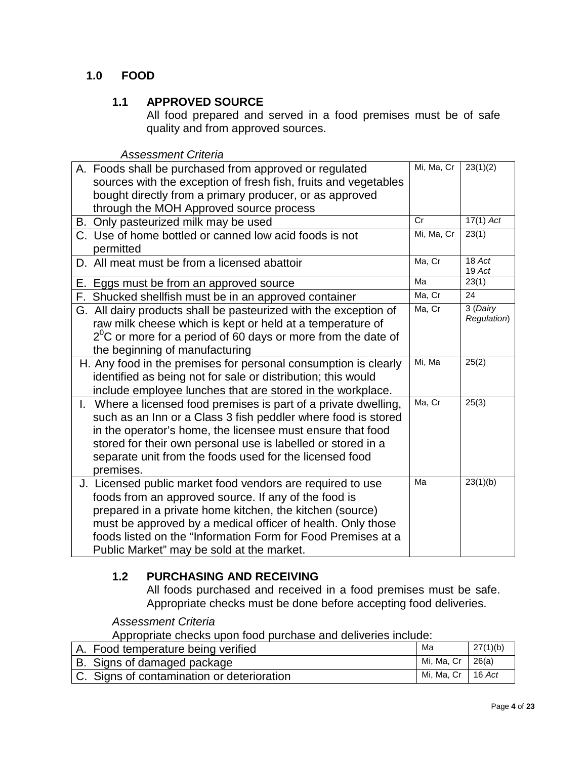# 1.0 FOOD

## 1.1 APPROVED SOURCE

All food prepared and served in a food premises must be of safe quality and from approved sources.

*Assessment Criteria*

| | | |
|---|---|---|
| A. Foods shall be purchased from approved or regulated sources with the exception of fresh fish, fruits and vegetables bought directly from a primary producer, or as approved through the MOH Approved source process | Mi, Ma, Cr | 23(1)(2) |
| B. Only pasteurized milk may be used | Cr | 17(1) *Act* |
| C. Use of home bottled or canned low acid foods is not permitted | Mi, Ma, Cr | 23(1) |
| D. All meat must be from a licensed abattoir | Ma, Cr | 18 *Act* 19 *Act* |
| E. Eggs must be from an approved source | Ma | 23(1) |
| F. Shucked shellfish must be in an approved container | Ma, Cr | 24 |
| G. All dairy products shall be pasteurized with the exception of raw milk cheese which is kept or held at a temperature of $2^0$C or more for a period of 60 days or more from the date of the beginning of manufacturing | Ma, Cr | 3 (*Dairy Regulation*) |
| H. Any food in the premises for personal consumption is clearly identified as being not for sale or distribution; this would include employee lunches that are stored in the workplace. | Mi, Ma | 25(2) |
| I. Where a licensed food premises is part of a private dwelling, such as an Inn or a Class 3 fish peddler where food is stored in the operator's home, the licensee must ensure that food stored for their own personal use is labelled or stored in a separate unit from the foods used for the licensed food premises. | Ma, Cr | 25(3) |
| J. Licensed public market food vendors are required to use foods from an approved source. If any of the food is prepared in a private home kitchen, the kitchen (source) must be approved by a medical officer of health. Only those foods listed on the "Information Form for Food Premises at a Public Market" may be sold at the market. | Ma | 23(1)(b) |

## 1.2 PURCHASING AND RECEIVING

All foods purchased and received in a food premises must be safe. Appropriate checks must be done before accepting food deliveries.

*Assessment Criteria*

Appropriate checks upon food purchase and deliveries include:

| | | |
|---|---|---|
| A. Food temperature being verified | Ma | 27(1)(b) |
| B. Signs of damaged package | Mi, Ma, Cr | 26(a) |
| C. Signs of contamination or deterioration | Mi, Ma, Cr | 16 *Act* |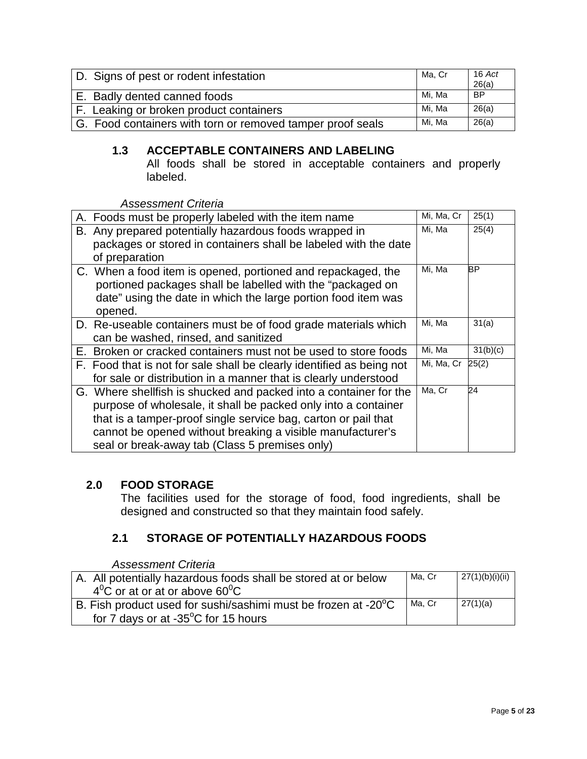| D. Signs of pest or rodent infestation | Ma, Cr | 16 *Act* 26(a) |
|---|---|---|
| E. Badly dented canned foods | Mi, Ma | BP |
| F. Leaking or broken product containers | Mi, Ma | 26(a) |
| G. Food containers with torn or removed tamper proof seals | Mi, Ma | 26(a) |

### 1.3 ACCEPTABLE CONTAINERS AND LABELING

All foods shall be stored in acceptable containers and properly labeled.

*Assessment Criteria*

| A. Foods must be properly labeled with the item name | Mi, Ma, Cr | 25(1) |
|---|---|---|
| B. Any prepared potentially hazardous foods wrapped in packages or stored in containers shall be labeled with the date of preparation | Mi, Ma | 25(4) |
| C. When a food item is opened, portioned and repackaged, the portioned packages shall be labelled with the "packaged on date" using the date in which the large portion food item was opened. | Mi, Ma | BP |
| D. Re-useable containers must be of food grade materials which can be washed, rinsed, and sanitized | Mi, Ma | 31(a) |
| E. Broken or cracked containers must not be used to store foods | Mi, Ma | 31(b)(c) |
| F. Food that is not for sale shall be clearly identified as being not for sale or distribution in a manner that is clearly understood | Mi, Ma, Cr | 25(2) |
| G. Where shellfish is shucked and packed into a container for the purpose of wholesale, it shall be packed only into a container that is a tamper-proof single service bag, carton or pail that cannot be opened without breaking a visible manufacturer's seal or break-away tab (Class 5 premises only) | Ma, Cr | 24 |

## 2.0 FOOD STORAGE

The facilities used for the storage of food, food ingredients, shall be designed and constructed so that they maintain food safely.

### 2.1 STORAGE OF POTENTIALLY HAZARDOUS FOODS

*Assessment Criteria*

| A. All potentially hazardous foods shall be stored at or below $4^0$C or at or at or above $60^0$C | Ma, Cr | 27(1)(b)(i)(ii) |
|---|---|---|
| B. Fish product used for sushi/sashimi must be frozen at -20$^o$C for 7 days or at -35$^o$C for 15 hours | Ma, Cr | 27(1)(a) |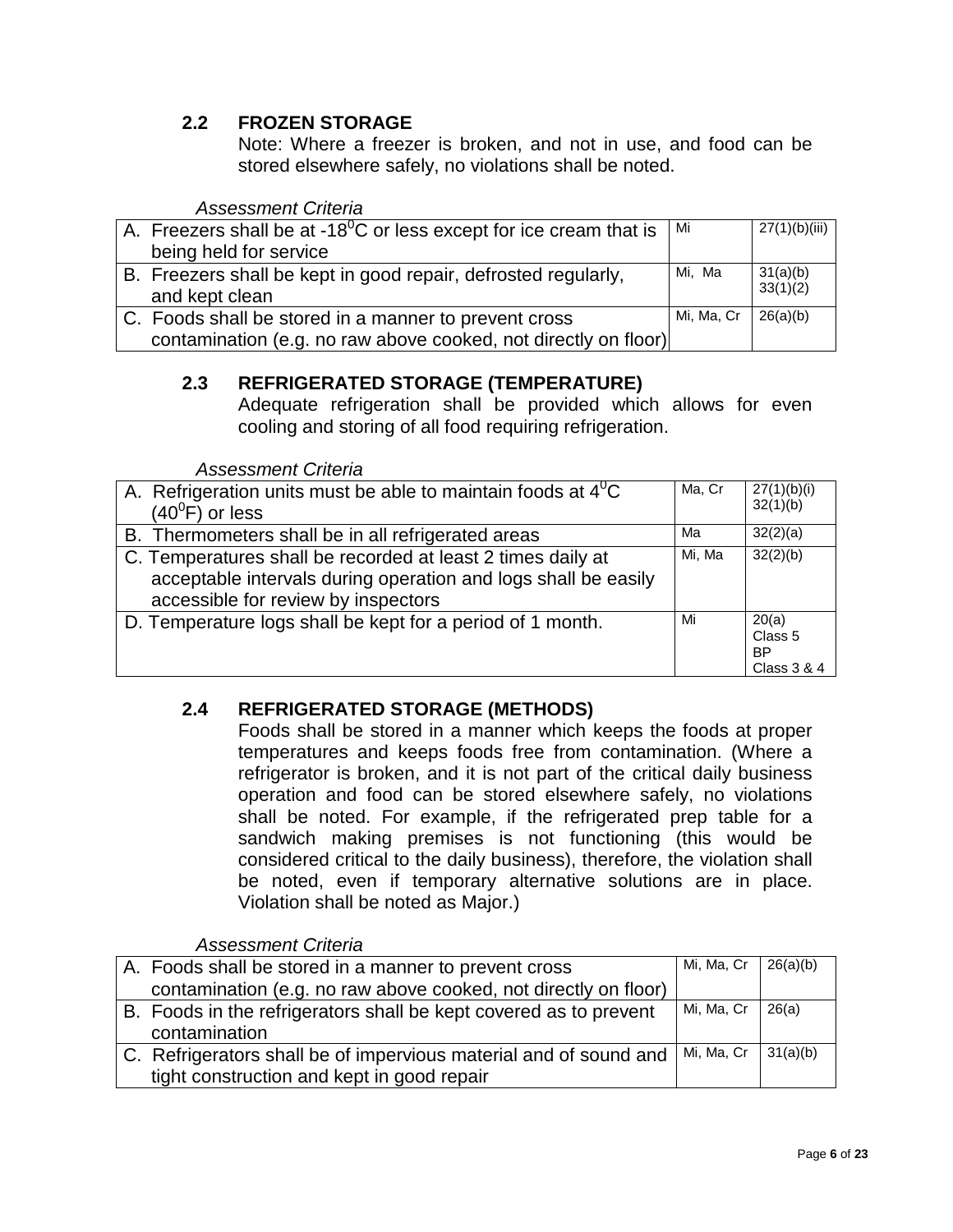## 2.2 FROZEN STORAGE

Note: Where a freezer is broken, and not in use, and food can be stored elsewhere safely, no violations shall be noted.

*Assessment Criteria*

| | | |
|---|---|---|
| A. Freezers shall be at $-18^{0}$C or less except for ice cream that is being held for service | Mi | 27(1)(b)(iii) |
| B. Freezers shall be kept in good repair, defrosted regularly, and kept clean | Mi, Ma | 31(a)(b) 33(1)(2) |
| C. Foods shall be stored in a manner to prevent cross contamination (e.g. no raw above cooked, not directly on floor) | Mi, Ma, Cr | 26(a)(b) |

## 2.3 REFRIGERATED STORAGE (TEMPERATURE)

Adequate refrigeration shall be provided which allows for even cooling and storing of all food requiring refrigeration.

*Assessment Criteria*

| | | |
|---|---|---|
| A. Refrigeration units must be able to maintain foods at $4^{0}$C ($40^{0}$F) or less | Ma, Cr | 27(1)(b)(i) 32(1)(b) |
| B. Thermometers shall be in all refrigerated areas | Ma | 32(2)(a) |
| C. Temperatures shall be recorded at least 2 times daily at acceptable intervals during operation and logs shall be easily accessible for review by inspectors | Mi, Ma | 32(2)(b) |
| D. Temperature logs shall be kept for a period of 1 month. | Mi | 20(a) Class 5 BP Class 3 & 4 |

## 2.4 REFRIGERATED STORAGE (METHODS)

Foods shall be stored in a manner which keeps the foods at proper temperatures and keeps foods free from contamination. (Where a refrigerator is broken, and it is not part of the critical daily business operation and food can be stored elsewhere safely, no violations shall be noted. For example, if the refrigerated prep table for a sandwich making premises is not functioning (this would be considered critical to the daily business), therefore, the violation shall be noted, even if temporary alternative solutions are in place. Violation shall be noted as Major.)

*Assessment Criteria*

| | | |
|---|---|---|
| A. Foods shall be stored in a manner to prevent cross contamination (e.g. no raw above cooked, not directly on floor) | Mi, Ma, Cr | 26(a)(b) |
| B. Foods in the refrigerators shall be kept covered as to prevent contamination | Mi, Ma, Cr | 26(a) |
| C. Refrigerators shall be of impervious material and of sound and tight construction and kept in good repair | Mi, Ma, Cr | 31(a)(b) |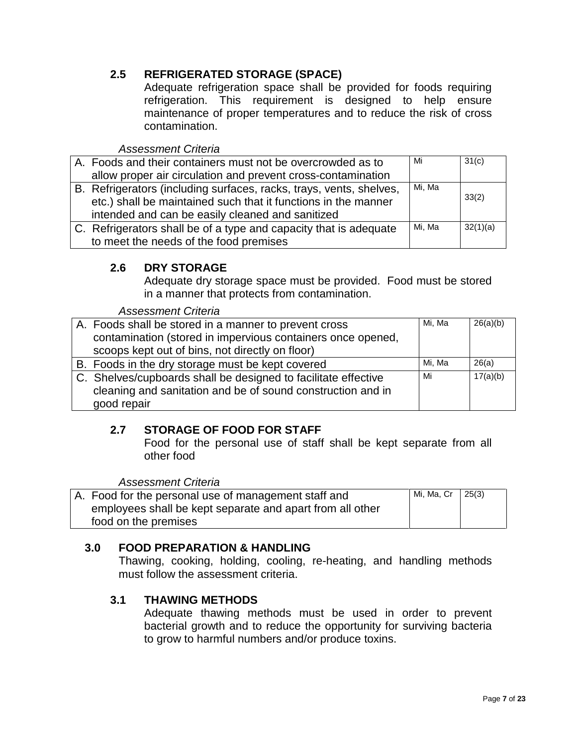### 2.5 REFRIGERATED STORAGE (SPACE)

Adequate refrigeration space shall be provided for foods requiring refrigeration. This requirement is designed to help ensure maintenance of proper temperatures and to reduce the risk of cross contamination.

*Assessment Criteria*

| Criteria | Severity | Reference |
|---|---|---|
| A. Foods and their containers must not be overcrowded as to allow proper air circulation and prevent cross-contamination | Mi | 31(c) |
| B. Refrigerators (including surfaces, racks, trays, vents, shelves, etc.) shall be maintained such that it functions in the manner intended and can be easily cleaned and sanitized | Mi, Ma | 33(2) |
| C. Refrigerators shall be of a type and capacity that is adequate to meet the needs of the food premises | Mi, Ma | 32(1)(a) |

### 2.6 DRY STORAGE

Adequate dry storage space must be provided. Food must be stored in a manner that protects from contamination.

*Assessment Criteria*

| Criteria | Severity | Reference |
|---|---|---|
| A. Foods shall be stored in a manner to prevent cross contamination (stored in impervious containers once opened, scoops kept out of bins, not directly on floor) | Mi, Ma | 26(a)(b) |
| B. Foods in the dry storage must be kept covered | Mi, Ma | 26(a) |
| C. Shelves/cupboards shall be designed to facilitate effective cleaning and sanitation and be of sound construction and in good repair | Mi | 17(a)(b) |

### 2.7 STORAGE OF FOOD FOR STAFF

Food for the personal use of staff shall be kept separate from all other food

*Assessment Criteria*

| Criteria | Severity | Reference |
|---|---|---|
| A. Food for the personal use of management staff and employees shall be kept separate and apart from all other food on the premises | Mi, Ma, Cr | 25(3) |

## 3.0 FOOD PREPARATION & HANDLING

Thawing, cooking, holding, cooling, re-heating, and handling methods must follow the assessment criteria.

### 3.1 THAWING METHODS

Adequate thawing methods must be used in order to prevent bacterial growth and to reduce the opportunity for surviving bacteria to grow to harmful numbers and/or produce toxins.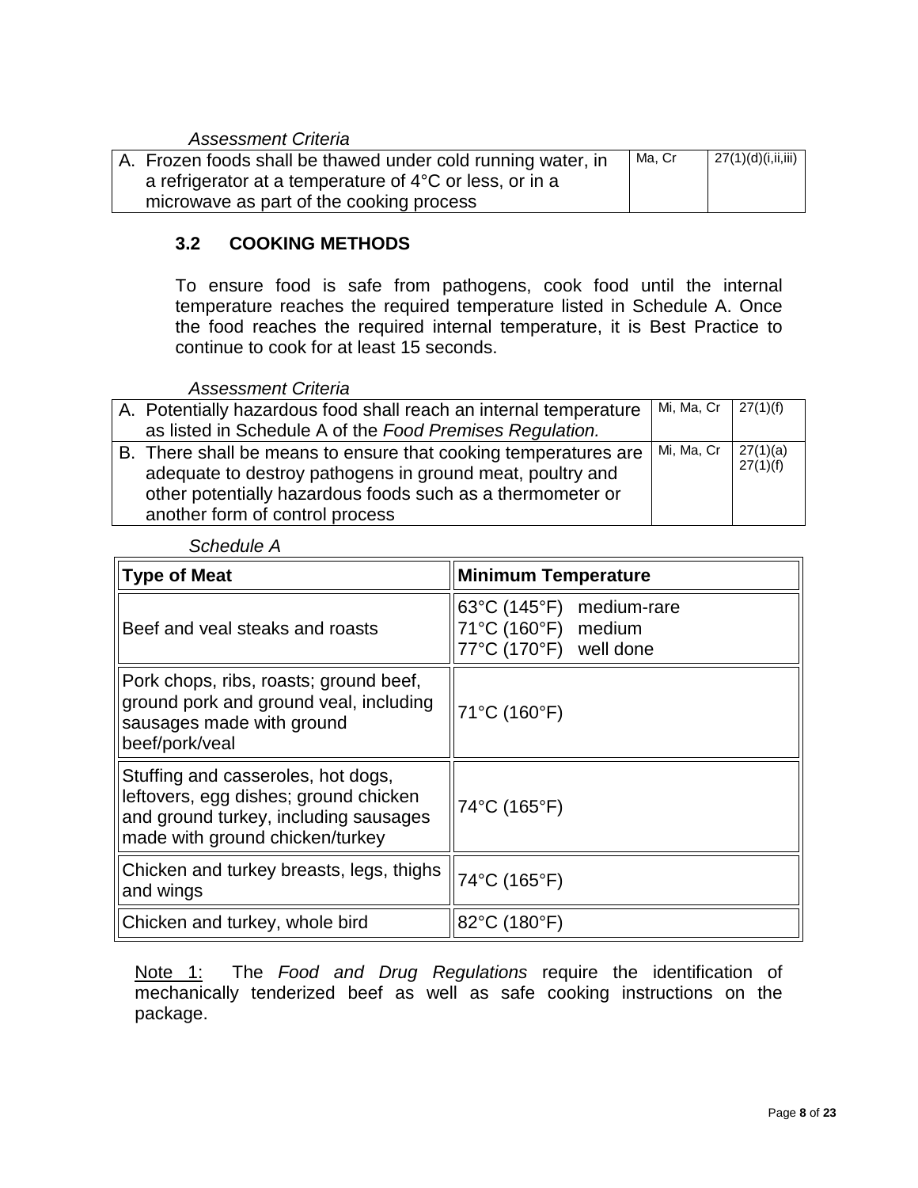*Assessment Criteria*

| | | |
|---|---|---|
| A. Frozen foods shall be thawed under cold running water, in a refrigerator at a temperature of 4°C or less, or in a microwave as part of the cooking process | Ma, Cr | 27(1)(d)(i,ii,iii) |

### 3.2 COOKING METHODS

To ensure food is safe from pathogens, cook food until the internal temperature reaches the required temperature listed in Schedule A. Once the food reaches the required internal temperature, it is Best Practice to continue to cook for at least 15 seconds.

*Assessment Criteria*

| | | |
|---|---|---|
| A. Potentially hazardous food shall reach an internal temperature as listed in Schedule A of the *Food Premises Regulation.* | Mi, Ma, Cr | 27(1)(f) |
| B. There shall be means to ensure that cooking temperatures are adequate to destroy pathogens in ground meat, poultry and other potentially hazardous foods such as a thermometer or another form of control process | Mi, Ma, Cr | 27(1)(a) 27(1)(f) |

*Schedule A*

| Type of Meat | Minimum Temperature |
|---|---|
| Beef and veal steaks and roasts | 63°C (145°F) medium-rare<br>71°C (160°F) medium<br>77°C (170°F) well done |
| Pork chops, ribs, roasts; ground beef, ground pork and ground veal, including sausages made with ground beef/pork/veal | 71°C (160°F) |
| Stuffing and casseroles, hot dogs, leftovers, egg dishes; ground chicken and ground turkey, including sausages made with ground chicken/turkey | 74°C (165°F) |
| Chicken and turkey breasts, legs, thighs and wings | 74°C (165°F) |
| Chicken and turkey, whole bird | 82°C (180°F) |

Note 1: The *Food and Drug Regulations* require the identification of mechanically tenderized beef as well as safe cooking instructions on the package.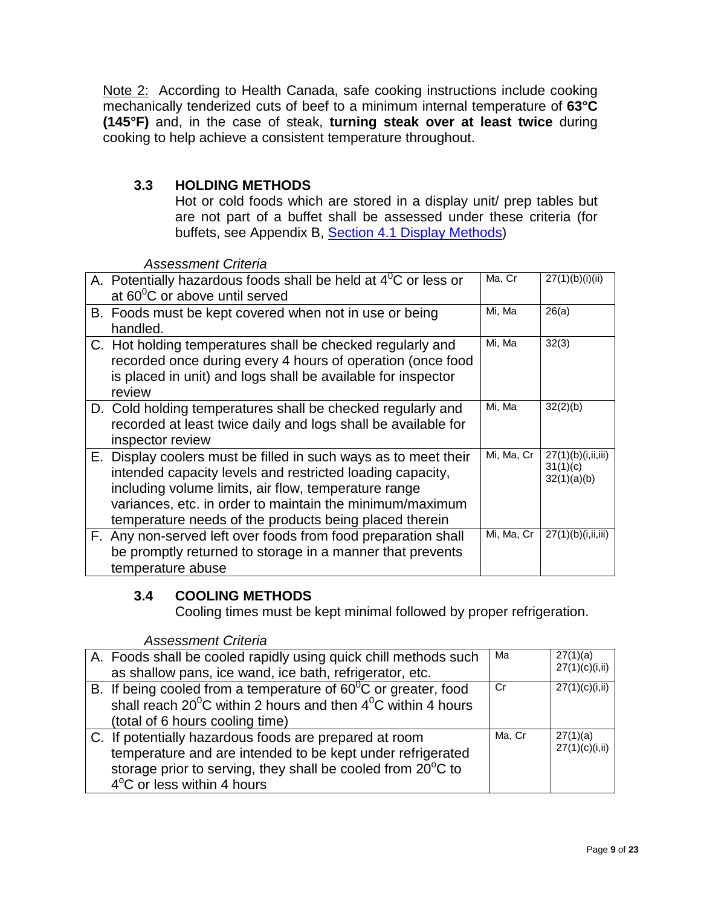Note 2: According to Health Canada, safe cooking instructions include cooking mechanically tenderized cuts of beef to a minimum internal temperature of **63°C (145°F)** and, in the case of steak, **turning steak over at least twice** during cooking to help achieve a consistent temperature throughout.

### 3.3 HOLDING METHODS

Hot or cold foods which are stored in a display unit/ prep tables but are not part of a buffet shall be assessed under these criteria (for buffets, see Appendix B, Section 4.1 Display Methods)

*Assessment Criteria*

| Criteria | | |
|---|---|---|
| A. Potentially hazardous foods shall be held at $4^0$C or less or at $60^0$C or above until served | Ma, Cr | 27(1)(b)(i)(ii) |
| B. Foods must be kept covered when not in use or being handled. | Mi, Ma | 26(a) |
| C. Hot holding temperatures shall be checked regularly and recorded once during every 4 hours of operation (once food is placed in unit) and logs shall be available for inspector review | Mi, Ma | 32(3) |
| D. Cold holding temperatures shall be checked regularly and recorded at least twice daily and logs shall be available for inspector review | Mi, Ma | 32(2)(b) |
| E. Display coolers must be filled in such ways as to meet their intended capacity levels and restricted loading capacity, including volume limits, air flow, temperature range variances, etc. in order to maintain the minimum/maximum temperature needs of the products being placed therein | Mi, Ma, Cr | 27(1)(b)(i,ii,iii) 31(1)(c) 32(1)(a)(b) |
| F. Any non-served left over foods from food preparation shall be promptly returned to storage in a manner that prevents temperature abuse | Mi, Ma, Cr | 27(1)(b)(i,ii,iii) |

### 3.4 COOLING METHODS

Cooling times must be kept minimal followed by proper refrigeration.

*Assessment Criteria*

| Criteria | | |
|---|---|---|
| A. Foods shall be cooled rapidly using quick chill methods such as shallow pans, ice wand, ice bath, refrigerator, etc. | Ma | 27(1)(a) 27(1)(c)(i,ii) |
| B. If being cooled from a temperature of $60^0$C or greater, food shall reach $20^0$C within 2 hours and then $4^0$C within 4 hours (total of 6 hours cooling time) | Cr | 27(1)(c)(i,ii) |
| C. If potentially hazardous foods are prepared at room temperature and are intended to be kept under refrigerated storage prior to serving, they shall be cooled from $20^o$C to $4^o$C or less within 4 hours | Ma, Cr | 27(1)(a) 27(1)(c)(i,ii) |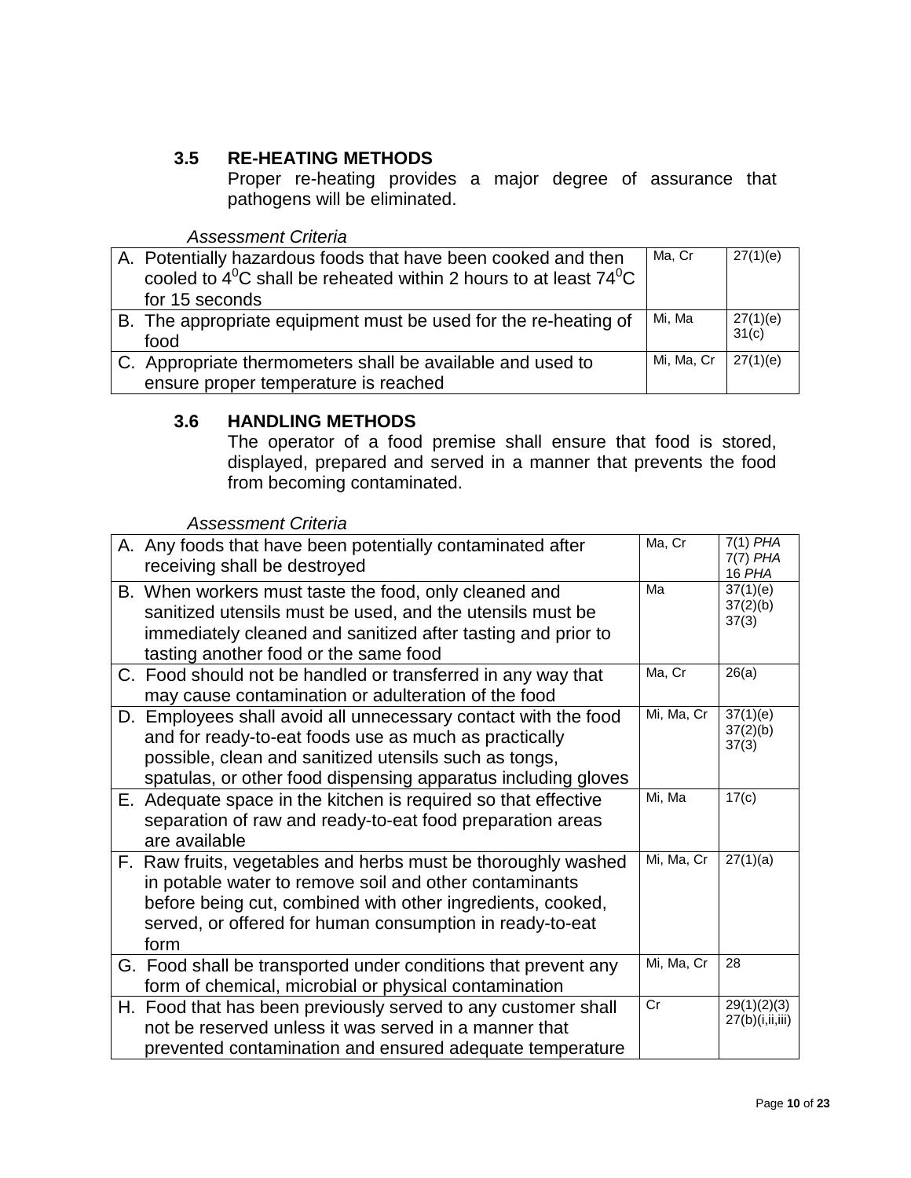### 3.5 RE-HEATING METHODS

Proper re-heating provides a major degree of assurance that pathogens will be eliminated.

*Assessment Criteria*

| | | |
|---|---|---|
| A. Potentially hazardous foods that have been cooked and then cooled to $4^0$C shall be reheated within 2 hours to at least $74^0$C for 15 seconds | Ma, Cr | 27(1)(e) |
| B. The appropriate equipment must be used for the re-heating of food | Mi, Ma | 27(1)(e) 31(c) |
| C. Appropriate thermometers shall be available and used to ensure proper temperature is reached | Mi, Ma, Cr | 27(1)(e) |

### 3.6 HANDLING METHODS

The operator of a food premise shall ensure that food is stored, displayed, prepared and served in a manner that prevents the food from becoming contaminated.

*Assessment Criteria*

| | | |
|---|---|---|
| A. Any foods that have been potentially contaminated after receiving shall be destroyed | Ma, Cr | 7(1) *PHA* 7(7) *PHA* 16 *PHA* |
| B. When workers must taste the food, only cleaned and sanitized utensils must be used, and the utensils must be immediately cleaned and sanitized after tasting and prior to tasting another food or the same food | Ma | 37(1)(e) 37(2)(b) 37(3) |
| C. Food should not be handled or transferred in any way that may cause contamination or adulteration of the food | Ma, Cr | 26(a) |
| D. Employees shall avoid all unnecessary contact with the food and for ready-to-eat foods use as much as practically possible, clean and sanitized utensils such as tongs, spatulas, or other food dispensing apparatus including gloves | Mi, Ma, Cr | 37(1)(e) 37(2)(b) 37(3) |
| E. Adequate space in the kitchen is required so that effective separation of raw and ready-to-eat food preparation areas are available | Mi, Ma | 17(c) |
| F. Raw fruits, vegetables and herbs must be thoroughly washed in potable water to remove soil and other contaminants before being cut, combined with other ingredients, cooked, served, or offered for human consumption in ready-to-eat form | Mi, Ma, Cr | 27(1)(a) |
| G. Food shall be transported under conditions that prevent any form of chemical, microbial or physical contamination | Mi, Ma, Cr | 28 |
| H. Food that has been previously served to any customer shall not be reserved unless it was served in a manner that prevented contamination and ensured adequate temperature | Cr | 29(1)(2)(3) 27(b)(i,ii,iii) |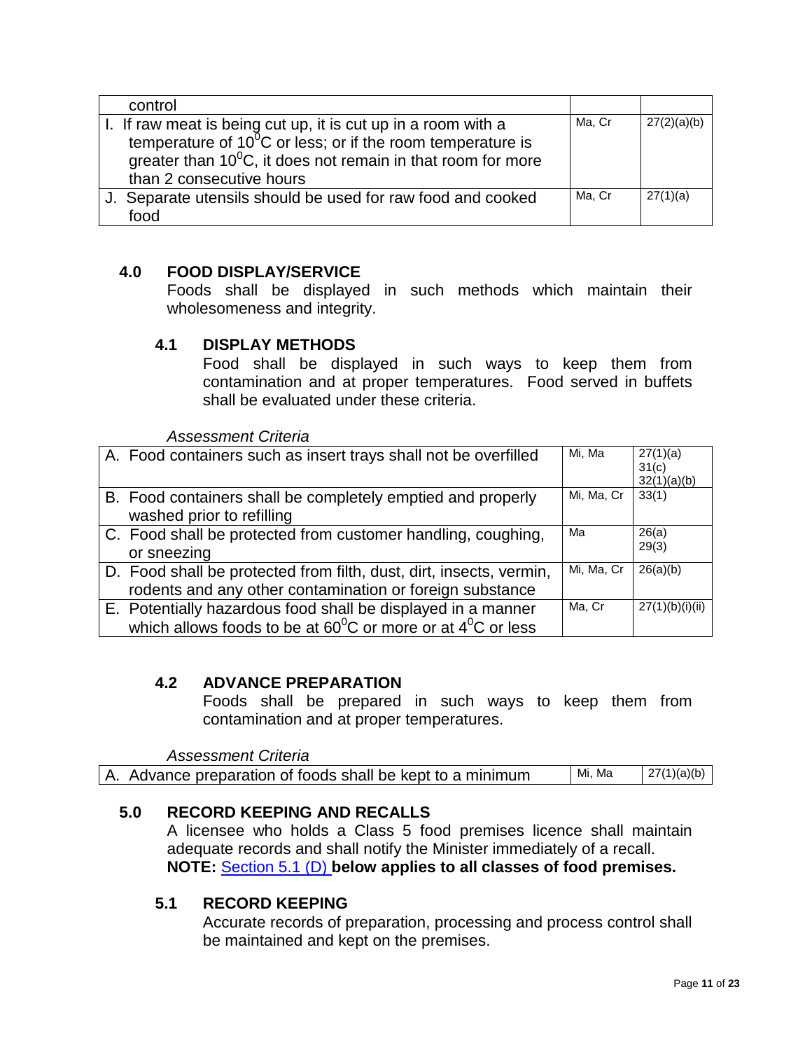| | | |
|---|---|---|
| control | | |
| I. If raw meat is being cut up, it is cut up in a room with a temperature of $10^0$C or less; or if the room temperature is greater than $10^0$C, it does not remain in that room for more than 2 consecutive hours | Ma, Cr | 27(2)(a)(b) |
| J. Separate utensils should be used for raw food and cooked food | Ma, Cr | 27(1)(a) |

## 4.0 FOOD DISPLAY/SERVICE

Foods shall be displayed in such methods which maintain their wholesomeness and integrity.

### 4.1 DISPLAY METHODS

Food shall be displayed in such ways to keep them from contamination and at proper temperatures. Food served in buffets shall be evaluated under these criteria.

*Assessment Criteria*

| | | |
|---|---|---|
| A. Food containers such as insert trays shall not be overfilled | Mi, Ma | 27(1)(a) 31(c) 32(1)(a)(b) |
| B. Food containers shall be completely emptied and properly washed prior to refilling | Mi, Ma, Cr | 33(1) |
| C. Food shall be protected from customer handling, coughing, or sneezing | Ma | 26(a) 29(3) |
| D. Food shall be protected from filth, dust, dirt, insects, vermin, rodents and any other contamination or foreign substance | Mi, Ma, Cr | 26(a)(b) |
| E. Potentially hazardous food shall be displayed in a manner which allows foods to be at $60^0$C or more or at $4^0$C or less | Ma, Cr | 27(1)(b)(i)(ii) |

### 4.2 ADVANCE PREPARATION

Foods shall be prepared in such ways to keep them from contamination and at proper temperatures.

*Assessment Criteria*

| | | |
|---|---|---|
| A. Advance preparation of foods shall be kept to a minimum | Mi, Ma | 27(1)(a)(b) |

## 5.0 RECORD KEEPING AND RECALLS

A licensee who holds a Class 5 food premises licence shall maintain adequate records and shall notify the Minister immediately of a recall.
**NOTE:** Section 5.1 (D) **below applies to all classes of food premises.**

### 5.1 RECORD KEEPING

Accurate records of preparation, processing and process control shall be maintained and kept on the premises.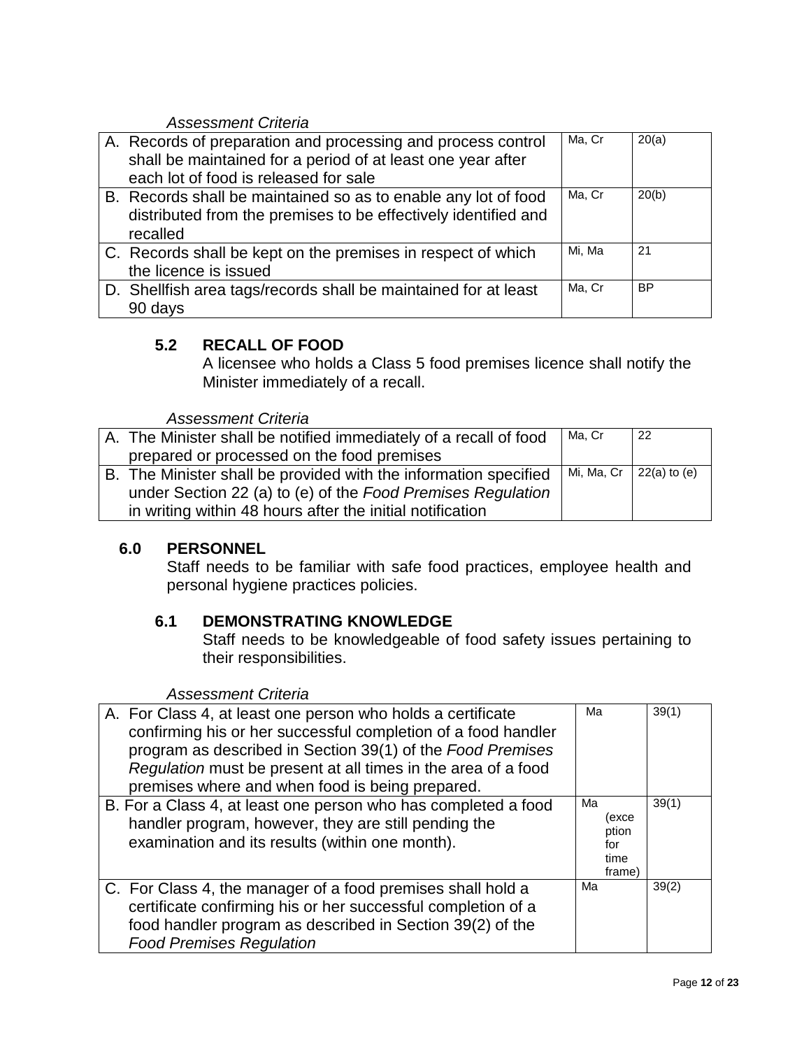*Assessment Criteria*

| | | |
|---|---|---|
| A. Records of preparation and processing and process control shall be maintained for a period of at least one year after each lot of food is released for sale | Ma, Cr | 20(a) |
| B. Records shall be maintained so as to enable any lot of food distributed from the premises to be effectively identified and recalled | Ma, Cr | 20(b) |
| C. Records shall be kept on the premises in respect of which the licence is issued | Mi, Ma | 21 |
| D. Shellfish area tags/records shall be maintained for at least 90 days | Ma, Cr | BP |

### 5.2 RECALL OF FOOD

A licensee who holds a Class 5 food premises licence shall notify the Minister immediately of a recall.

*Assessment Criteria*

| | | |
|---|---|---|
| A. The Minister shall be notified immediately of a recall of food prepared or processed on the food premises | Ma, Cr | 22 |
| B. The Minister shall be provided with the information specified under Section 22 (a) to (e) of the *Food Premises Regulation* in writing within 48 hours after the initial notification | Mi, Ma, Cr | 22(a) to (e) |

## 6.0 PERSONNEL

Staff needs to be familiar with safe food practices, employee health and personal hygiene practices policies.

### 6.1 DEMONSTRATING KNOWLEDGE

Staff needs to be knowledgeable of food safety issues pertaining to their responsibilities.

*Assessment Criteria*

| | | |
|---|---|---|
| A. For Class 4, at least one person who holds a certificate confirming his or her successful completion of a food handler program as described in Section 39(1) of the *Food Premises Regulation* must be present at all times in the area of a food premises where and when food is being prepared. | Ma | 39(1) |
| B. For a Class 4, at least one person who has completed a food handler program, however, they are still pending the examination and its results (within one month). | Ma (exception for time frame) | 39(1) |
| C. For Class 4, the manager of a food premises shall hold a certificate confirming his or her successful completion of a food handler program as described in Section 39(2) of the *Food Premises Regulation* | Ma | 39(2) |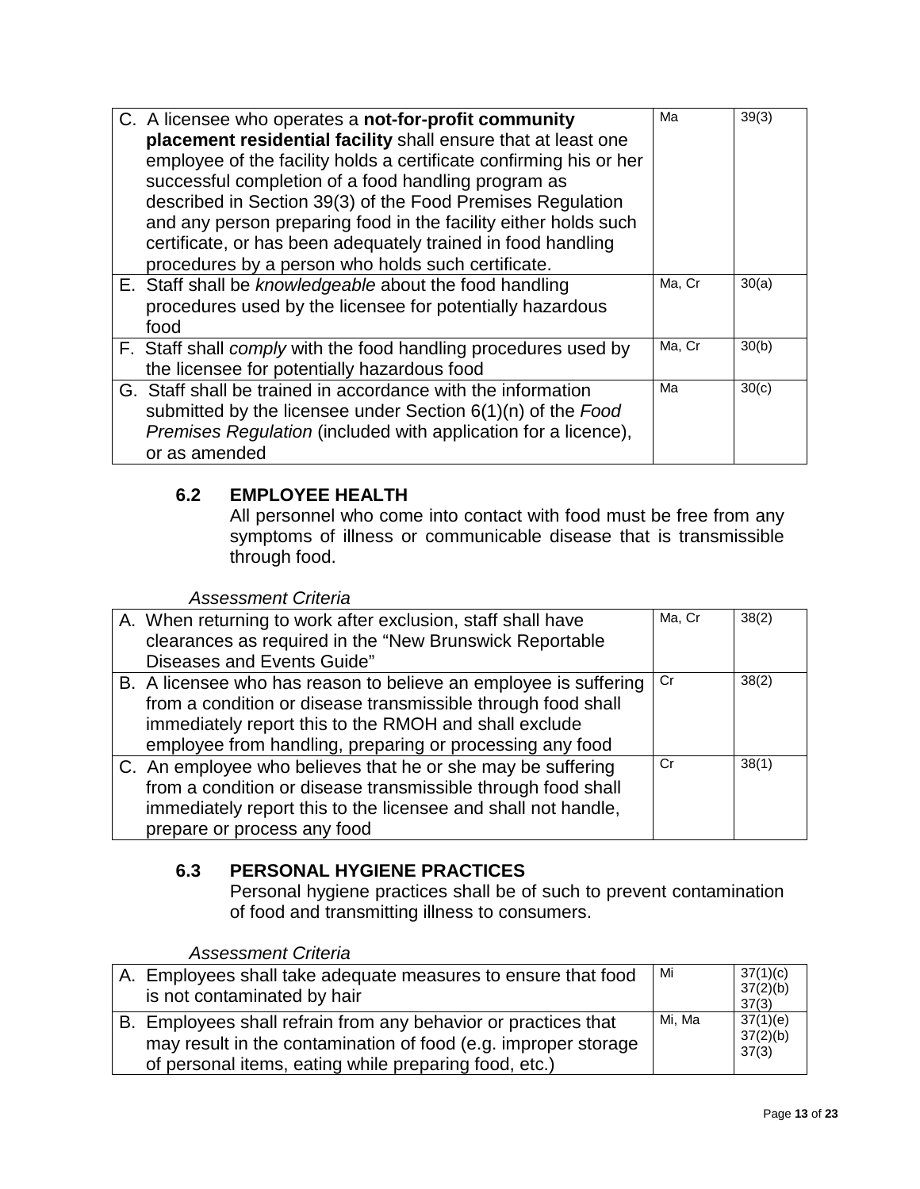| | | |
|---|---|---|
| C. A licensee who operates a **not-for-profit community placement residential facility** shall ensure that at least one employee of the facility holds a certificate confirming his or her successful completion of a food handling program as described in Section 39(3) of the Food Premises Regulation and any person preparing food in the facility either holds such certificate, or has been adequately trained in food handling procedures by a person who holds such certificate. | Ma | 39(3) |
| E. Staff shall be *knowledgeable* about the food handling procedures used by the licensee for potentially hazardous food | Ma, Cr | 30(a) |
| F. Staff shall *comply* with the food handling procedures used by the licensee for potentially hazardous food | Ma, Cr | 30(b) |
| G. Staff shall be trained in accordance with the information submitted by the licensee under Section 6(1)(n) of the *Food Premises Regulation* (included with application for a licence), or as amended | Ma | 30(c) |

### 6.2 EMPLOYEE HEALTH

All personnel who come into contact with food must be free from any symptoms of illness or communicable disease that is transmissible through food.

*Assessment Criteria*

| | | |
|---|---|---|
| A. When returning to work after exclusion, staff shall have clearances as required in the "New Brunswick Reportable Diseases and Events Guide" | Ma, Cr | 38(2) |
| B. A licensee who has reason to believe an employee is suffering from a condition or disease transmissible through food shall immediately report this to the RMOH and shall exclude employee from handling, preparing or processing any food | Cr | 38(2) |
| C. An employee who believes that he or she may be suffering from a condition or disease transmissible through food shall immediately report this to the licensee and shall not handle, prepare or process any food | Cr | 38(1) |

### 6.3 PERSONAL HYGIENE PRACTICES

Personal hygiene practices shall be of such to prevent contamination of food and transmitting illness to consumers.

*Assessment Criteria*

| | | |
|---|---|---|
| A. Employees shall take adequate measures to ensure that food is not contaminated by hair | Mi | 37(1)(c) 37(2)(b) 37(3) |
| B. Employees shall refrain from any behavior or practices that may result in the contamination of food (e.g. improper storage of personal items, eating while preparing food, etc.) | Mi, Ma | 37(1)(e) 37(2)(b) 37(3) |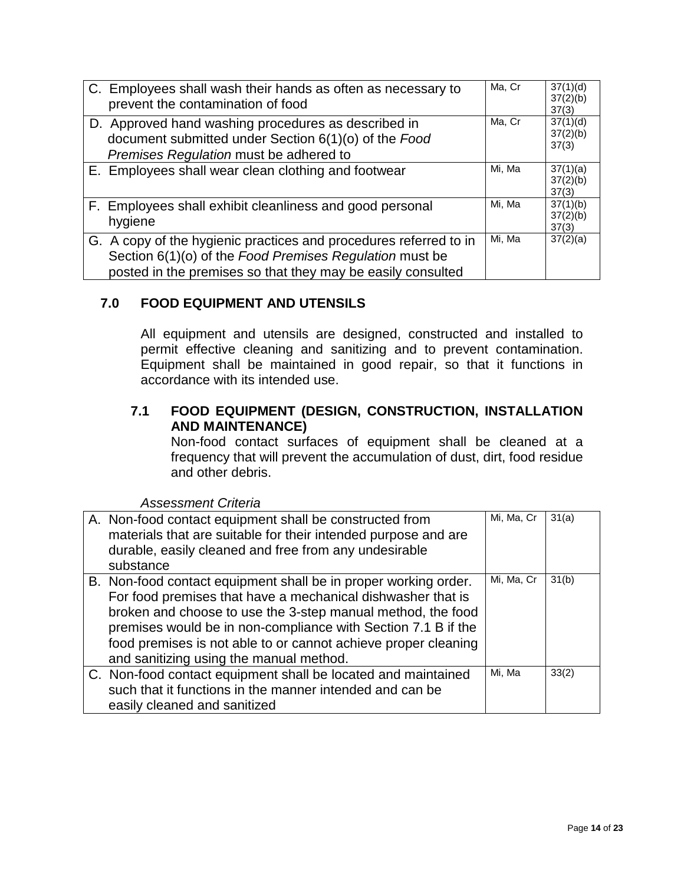| | | |
|---|---|---|
| C. Employees shall wash their hands as often as necessary to prevent the contamination of food | Ma, Cr | 37(1)(d) 37(2)(b) 37(3) |
| D. Approved hand washing procedures as described in document submitted under Section 6(1)(o) of the *Food Premises Regulation* must be adhered to | Ma, Cr | 37(1)(d) 37(2)(b) 37(3) |
| E. Employees shall wear clean clothing and footwear | Mi, Ma | 37(1)(a) 37(2)(b) 37(3) |
| F. Employees shall exhibit cleanliness and good personal hygiene | Mi, Ma | 37(1)(b) 37(2)(b) 37(3) |
| G. A copy of the hygienic practices and procedures referred to in Section 6(1)(o) of the *Food Premises Regulation* must be posted in the premises so that they may be easily consulted | Mi, Ma | 37(2)(a) |

## 7.0 FOOD EQUIPMENT AND UTENSILS

All equipment and utensils are designed, constructed and installed to permit effective cleaning and sanitizing and to prevent contamination. Equipment shall be maintained in good repair, so that it functions in accordance with its intended use.

### 7.1 FOOD EQUIPMENT (DESIGN, CONSTRUCTION, INSTALLATION AND MAINTENANCE)

Non-food contact surfaces of equipment shall be cleaned at a frequency that will prevent the accumulation of dust, dirt, food residue and other debris.

*Assessment Criteria*

| | | |
|---|---|---|
| A. Non-food contact equipment shall be constructed from materials that are suitable for their intended purpose and are durable, easily cleaned and free from any undesirable substance | Mi, Ma, Cr | 31(a) |
| B. Non-food contact equipment shall be in proper working order. For food premises that have a mechanical dishwasher that is broken and choose to use the 3-step manual method, the food premises would be in non-compliance with Section 7.1 B if the food premises is not able to or cannot achieve proper cleaning and sanitizing using the manual method. | Mi, Ma, Cr | 31(b) |
| C. Non-food contact equipment shall be located and maintained such that it functions in the manner intended and can be easily cleaned and sanitized | Mi, Ma | 33(2) |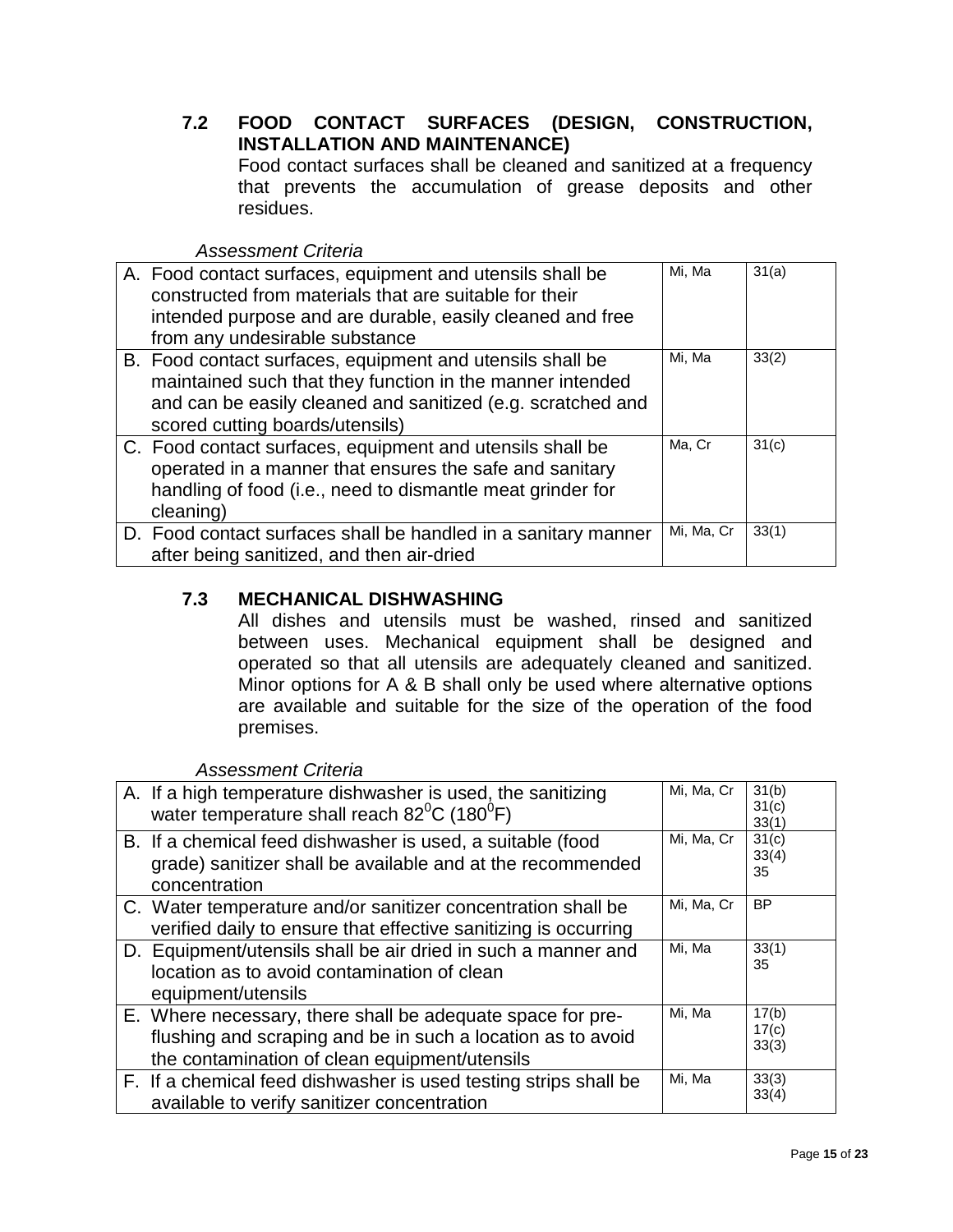## 7.2 FOOD CONTACT SURFACES (DESIGN, CONSTRUCTION, INSTALLATION AND MAINTENANCE)

Food contact surfaces shall be cleaned and sanitized at a frequency that prevents the accumulation of grease deposits and other residues.

*Assessment Criteria*

| | | |
|---|---|---|
| A. Food contact surfaces, equipment and utensils shall be constructed from materials that are suitable for their intended purpose and are durable, easily cleaned and free from any undesirable substance | Mi, Ma | 31(a) |
| B. Food contact surfaces, equipment and utensils shall be maintained such that they function in the manner intended and can be easily cleaned and sanitized (e.g. scratched and scored cutting boards/utensils) | Mi, Ma | 33(2) |
| C. Food contact surfaces, equipment and utensils shall be operated in a manner that ensures the safe and sanitary handling of food (i.e., need to dismantle meat grinder for cleaning) | Ma, Cr | 31(c) |
| D. Food contact surfaces shall be handled in a sanitary manner after being sanitized, and then air-dried | Mi, Ma, Cr | 33(1) |

## 7.3 MECHANICAL DISHWASHING

All dishes and utensils must be washed, rinsed and sanitized between uses. Mechanical equipment shall be designed and operated so that all utensils are adequately cleaned and sanitized. Minor options for A & B shall only be used where alternative options are available and suitable for the size of the operation of the food premises.

*Assessment Criteria*

| | | |
|---|---|---|
| A. If a high temperature dishwasher is used, the sanitizing water temperature shall reach $82^0$C ($180^0$F) | Mi, Ma, Cr | 31(b) 31(c) 33(1) |
| B. If a chemical feed dishwasher is used, a suitable (food grade) sanitizer shall be available and at the recommended concentration | Mi, Ma, Cr | 31(c) 33(4) 35 |
| C. Water temperature and/or sanitizer concentration shall be verified daily to ensure that effective sanitizing is occurring | Mi, Ma, Cr | BP |
| D. Equipment/utensils shall be air dried in such a manner and location as to avoid contamination of clean equipment/utensils | Mi, Ma | 33(1) 35 |
| E. Where necessary, there shall be adequate space for pre-flushing and scraping and be in such a location as to avoid the contamination of clean equipment/utensils | Mi, Ma | 17(b) 17(c) 33(3) |
| F. If a chemical feed dishwasher is used testing strips shall be available to verify sanitizer concentration | Mi, Ma | 33(3) 33(4) |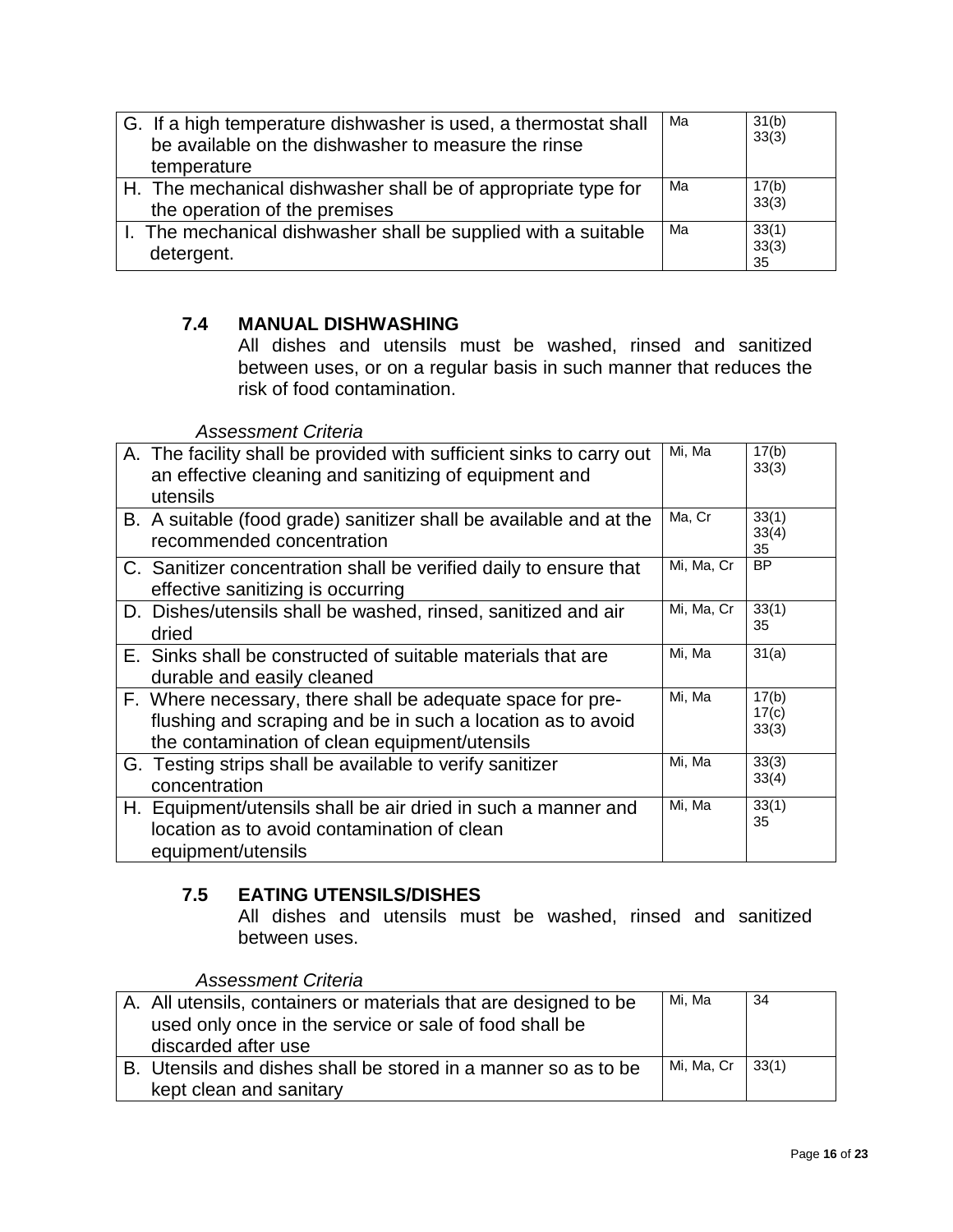| | | |
|---|---|---|
| G. If a high temperature dishwasher is used, a thermostat shall be available on the dishwasher to measure the rinse temperature | Ma | 31(b) 33(3) |
| H. The mechanical dishwasher shall be of appropriate type for the operation of the premises | Ma | 17(b) 33(3) |
| I. The mechanical dishwasher shall be supplied with a suitable detergent. | Ma | 33(1) 33(3) 35 |

### 7.4 MANUAL DISHWASHING

All dishes and utensils must be washed, rinsed and sanitized between uses, or on a regular basis in such manner that reduces the risk of food contamination.

*Assessment Criteria*

| | | |
|---|---|---|
| A. The facility shall be provided with sufficient sinks to carry out an effective cleaning and sanitizing of equipment and utensils | Mi, Ma | 17(b) 33(3) |
| B. A suitable (food grade) sanitizer shall be available and at the recommended concentration | Ma, Cr | 33(1) 33(4) 35 |
| C. Sanitizer concentration shall be verified daily to ensure that effective sanitizing is occurring | Mi, Ma, Cr | BP |
| D. Dishes/utensils shall be washed, rinsed, sanitized and air dried | Mi, Ma, Cr | 33(1) 35 |
| E. Sinks shall be constructed of suitable materials that are durable and easily cleaned | Mi, Ma | 31(a) |
| F. Where necessary, there shall be adequate space for pre-flushing and scraping and be in such a location as to avoid the contamination of clean equipment/utensils | Mi, Ma | 17(b) 17(c) 33(3) |
| G. Testing strips shall be available to verify sanitizer concentration | Mi, Ma | 33(3) 33(4) |
| H. Equipment/utensils shall be air dried in such a manner and location as to avoid contamination of clean equipment/utensils | Mi, Ma | 33(1) 35 |

### 7.5 EATING UTENSILS/DISHES

All dishes and utensils must be washed, rinsed and sanitized between uses.

*Assessment Criteria*

| | | |
|---|---|---|
| A. All utensils, containers or materials that are designed to be used only once in the service or sale of food shall be discarded after use | Mi, Ma | 34 |
| B. Utensils and dishes shall be stored in a manner so as to be kept clean and sanitary | Mi, Ma, Cr | 33(1) |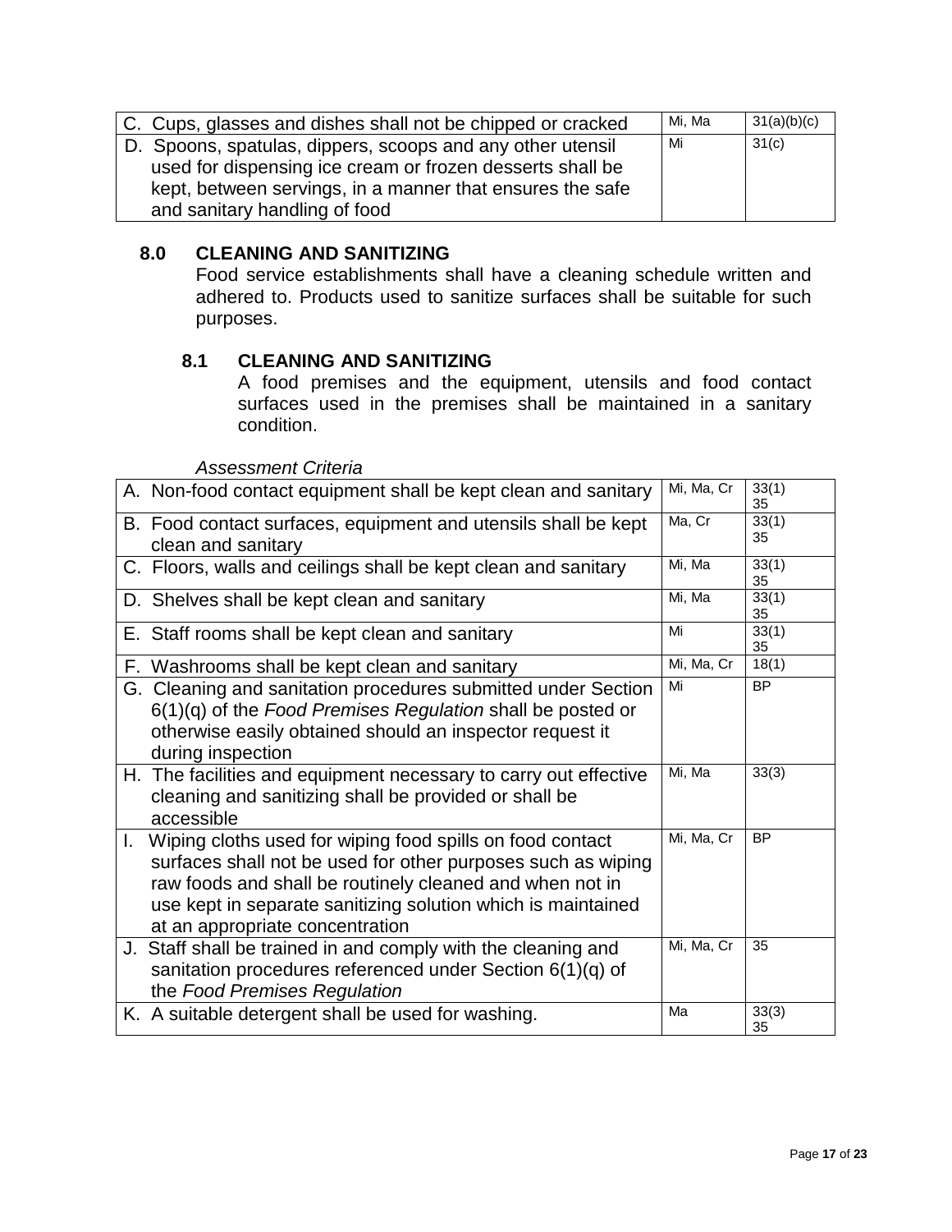| C. Cups, glasses and dishes shall not be chipped or cracked | Mi, Ma | 31(a)(b)(c) |
|---|---|---|
| D. Spoons, spatulas, dippers, scoops and any other utensil used for dispensing ice cream or frozen desserts shall be kept, between servings, in a manner that ensures the safe and sanitary handling of food | Mi | 31(c) |

## 8.0 CLEANING AND SANITIZING

Food service establishments shall have a cleaning schedule written and adhered to. Products used to sanitize surfaces shall be suitable for such purposes.

### 8.1 CLEANING AND SANITIZING

A food premises and the equipment, utensils and food contact surfaces used in the premises shall be maintained in a sanitary condition.

*Assessment Criteria*

| A. Non-food contact equipment shall be kept clean and sanitary | Mi, Ma, Cr | 33(1) 35 |
|---|---|---|
| B. Food contact surfaces, equipment and utensils shall be kept clean and sanitary | Ma, Cr | 33(1) 35 |
| C. Floors, walls and ceilings shall be kept clean and sanitary | Mi, Ma | 33(1) 35 |
| D. Shelves shall be kept clean and sanitary | Mi, Ma | 33(1) 35 |
| E. Staff rooms shall be kept clean and sanitary | Mi | 33(1) 35 |
| F. Washrooms shall be kept clean and sanitary | Mi, Ma, Cr | 18(1) |
| G. Cleaning and sanitation procedures submitted under Section 6(1)(q) of the *Food Premises Regulation* shall be posted or otherwise easily obtained should an inspector request it during inspection | Mi | BP |
| H. The facilities and equipment necessary to carry out effective cleaning and sanitizing shall be provided or shall be accessible | Mi, Ma | 33(3) |
| I. Wiping cloths used for wiping food spills on food contact surfaces shall not be used for other purposes such as wiping raw foods and shall be routinely cleaned and when not in use kept in separate sanitizing solution which is maintained at an appropriate concentration | Mi, Ma, Cr | BP |
| J. Staff shall be trained in and comply with the cleaning and sanitation procedures referenced under Section 6(1)(q) of the *Food Premises Regulation* | Mi, Ma, Cr | 35 |
| K. A suitable detergent shall be used for washing. | Ma | 33(3) 35 |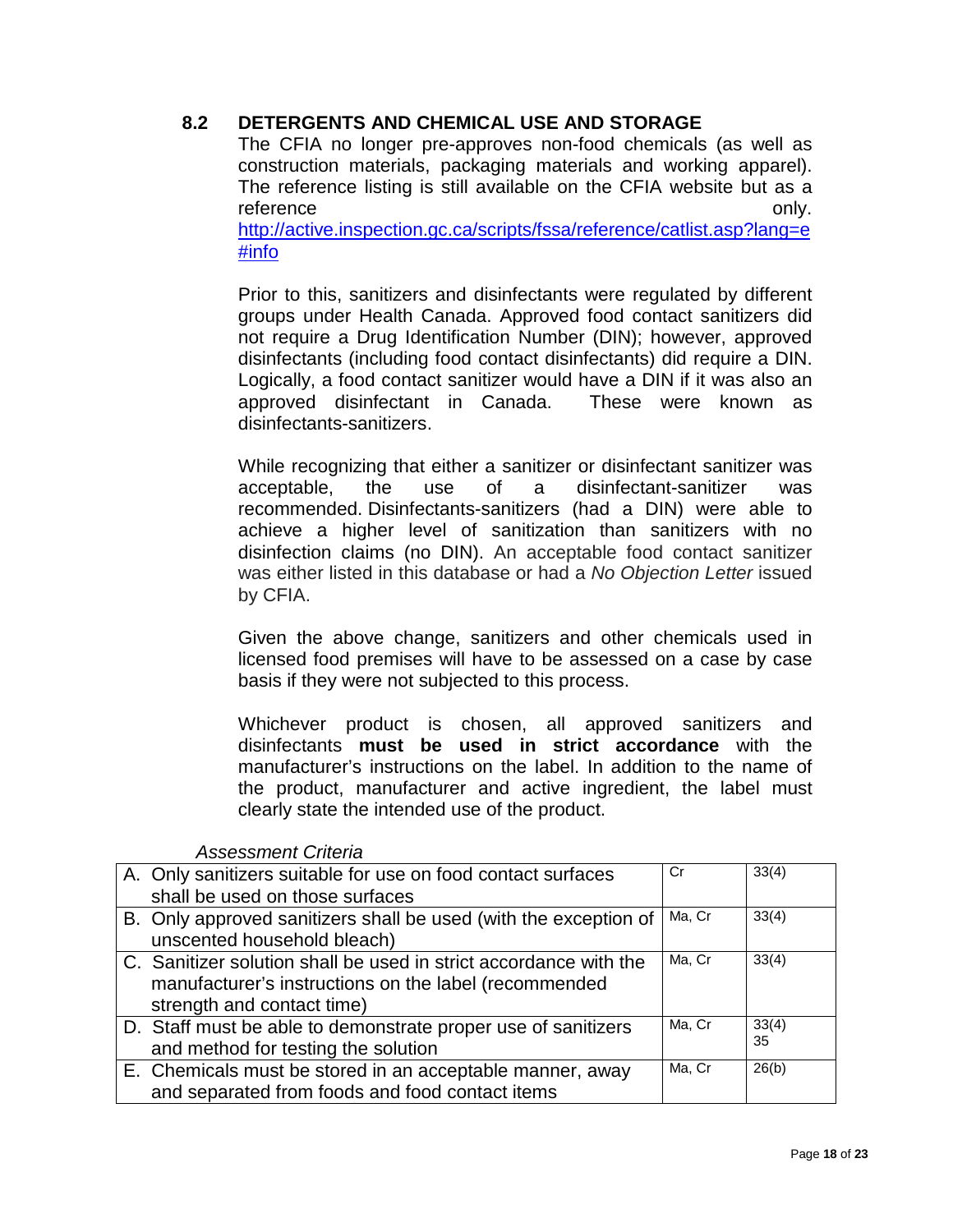## 8.2 DETERGENTS AND CHEMICAL USE AND STORAGE

The CFIA no longer pre-approves non-food chemicals (as well as construction materials, packaging materials and working apparel). The reference listing is still available on the CFIA website but as a reference only. http://active.inspection.gc.ca/scripts/fssa/reference/catlist.asp?lang=e#info

Prior to this, sanitizers and disinfectants were regulated by different groups under Health Canada. Approved food contact sanitizers did not require a Drug Identification Number (DIN); however, approved disinfectants (including food contact disinfectants) did require a DIN. Logically, a food contact sanitizer would have a DIN if it was also an approved disinfectant in Canada. These were known as disinfectants-sanitizers.

While recognizing that either a sanitizer or disinfectant sanitizer was acceptable, the use of a disinfectant-sanitizer was recommended. Disinfectants-sanitizers (had a DIN) were able to achieve a higher level of sanitization than sanitizers with no disinfection claims (no DIN). An acceptable food contact sanitizer was either listed in this database or had a *No Objection Letter* issued by CFIA.

Given the above change, sanitizers and other chemicals used in licensed food premises will have to be assessed on a case by case basis if they were not subjected to this process.

Whichever product is chosen, all approved sanitizers and disinfectants **must be used in strict accordance** with the manufacturer's instructions on the label. In addition to the name of the product, manufacturer and active ingredient, the label must clearly state the intended use of the product.

*Assessment Criteria*

| Criteria | | |
|---|---|---|
| A. Only sanitizers suitable for use on food contact surfaces shall be used on those surfaces | Cr | 33(4) |
| B. Only approved sanitizers shall be used (with the exception of unscented household bleach) | Ma, Cr | 33(4) |
| C. Sanitizer solution shall be used in strict accordance with the manufacturer's instructions on the label (recommended strength and contact time) | Ma, Cr | 33(4) |
| D. Staff must be able to demonstrate proper use of sanitizers and method for testing the solution | Ma, Cr | 33(4) 35 |
| E. Chemicals must be stored in an acceptable manner, away and separated from foods and food contact items | Ma, Cr | 26(b) |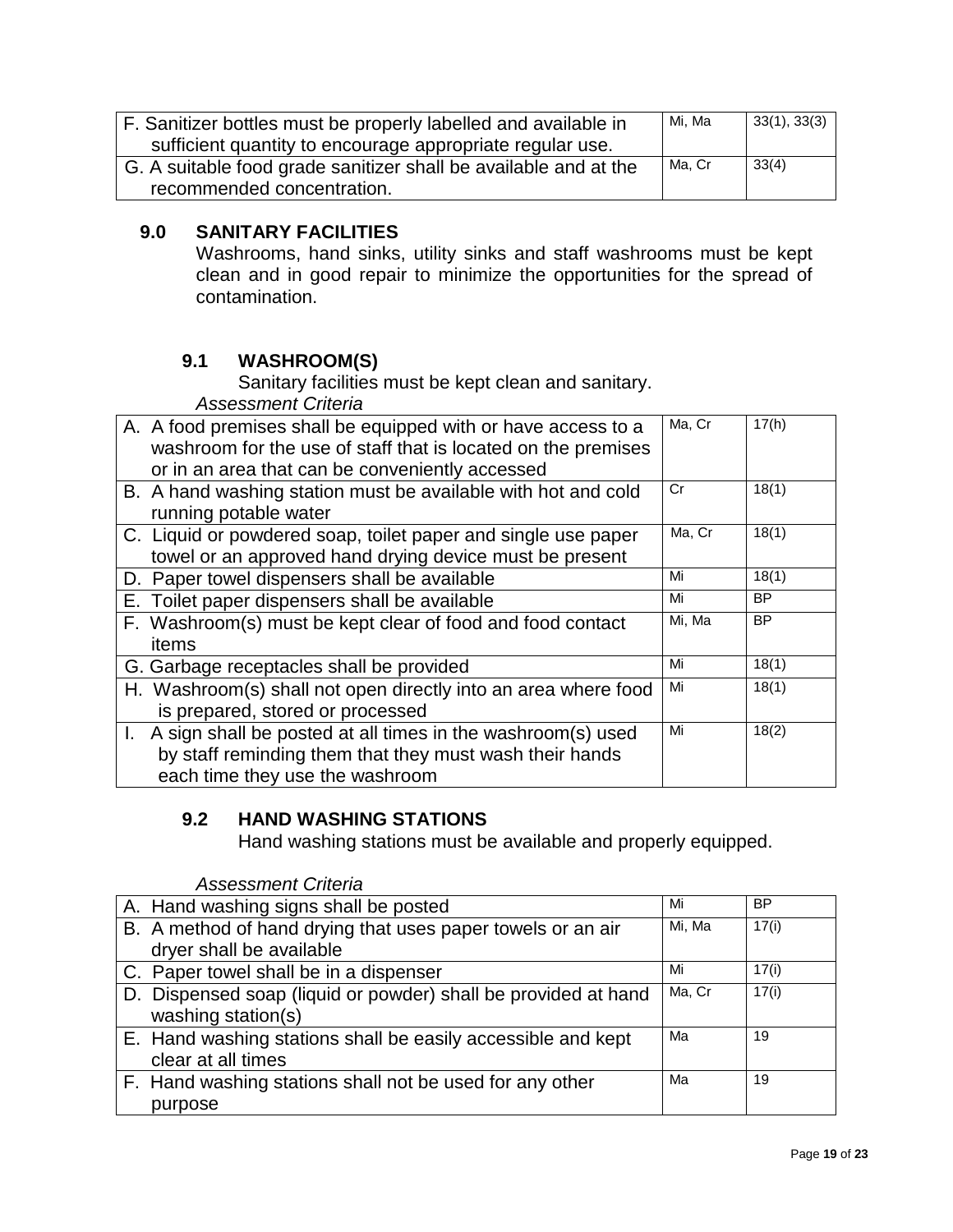| F. Sanitizer bottles must be properly labelled and available in sufficient quantity to encourage appropriate regular use. | Mi, Ma | 33(1), 33(3) |
|---|---|---|
| G. A suitable food grade sanitizer shall be available and at the recommended concentration. | Ma, Cr | 33(4) |

## 9.0 SANITARY FACILITIES

Washrooms, hand sinks, utility sinks and staff washrooms must be kept clean and in good repair to minimize the opportunities for the spread of contamination.

### 9.1 WASHROOM(S)

Sanitary facilities must be kept clean and sanitary.

*Assessment Criteria*

| A. A food premises shall be equipped with or have access to a washroom for the use of staff that is located on the premises or in an area that can be conveniently accessed | Ma, Cr | 17(h) |
|---|---|---|
| B. A hand washing station must be available with hot and cold running potable water | Cr | 18(1) |
| C. Liquid or powdered soap, toilet paper and single use paper towel or an approved hand drying device must be present | Ma, Cr | 18(1) |
| D. Paper towel dispensers shall be available | Mi | 18(1) |
| E. Toilet paper dispensers shall be available | Mi | BP |
| F. Washroom(s) must be kept clear of food and food contact items | Mi, Ma | BP |
| G. Garbage receptacles shall be provided | Mi | 18(1) |
| H. Washroom(s) shall not open directly into an area where food is prepared, stored or processed | Mi | 18(1) |
| I. A sign shall be posted at all times in the washroom(s) used by staff reminding them that they must wash their hands each time they use the washroom | Mi | 18(2) |

### 9.2 HAND WASHING STATIONS

Hand washing stations must be available and properly equipped.

*Assessment Criteria*

| A. Hand washing signs shall be posted | Mi | BP |
|---|---|---|
| B. A method of hand drying that uses paper towels or an air dryer shall be available | Mi, Ma | 17(i) |
| C. Paper towel shall be in a dispenser | Mi | 17(i) |
| D. Dispensed soap (liquid or powder) shall be provided at hand washing station(s) | Ma, Cr | 17(i) |
| E. Hand washing stations shall be easily accessible and kept clear at all times | Ma | 19 |
| F. Hand washing stations shall not be used for any other purpose | Ma | 19 |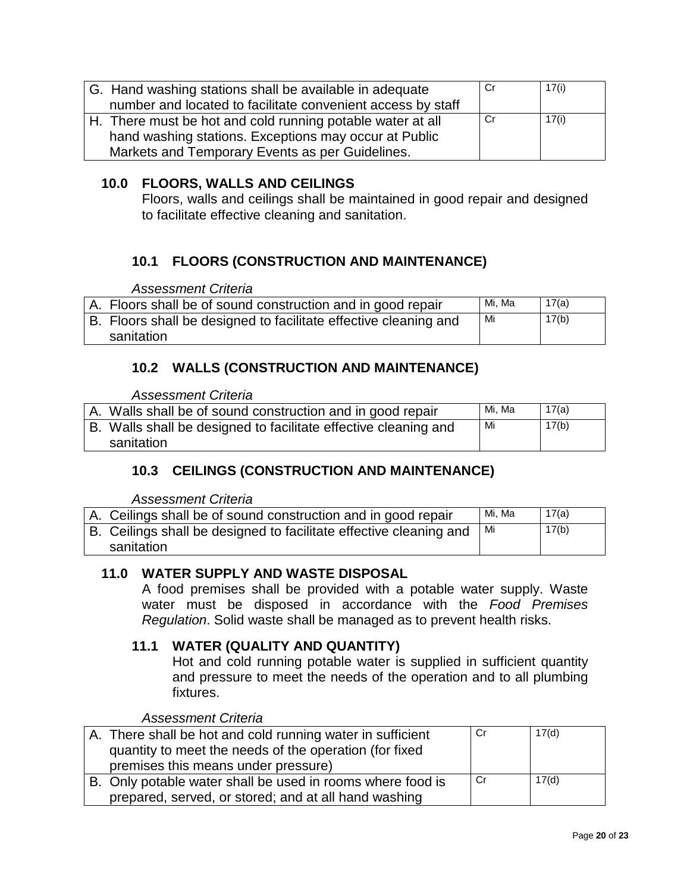| | | |
|---|---|---|
| G. Hand washing stations shall be available in adequate number and located to facilitate convenient access by staff | Cr | 17(i) |
| H. There must be hot and cold running potable water at all hand washing stations. Exceptions may occur at Public Markets and Temporary Events as per Guidelines. | Cr | 17(i) |

## 10.0 FLOORS, WALLS AND CEILINGS

Floors, walls and ceilings shall be maintained in good repair and designed to facilitate effective cleaning and sanitation.

### 10.1 FLOORS (CONSTRUCTION AND MAINTENANCE)

*Assessment Criteria*

| | | |
|---|---|---|
| A. Floors shall be of sound construction and in good repair | Mi, Ma | 17(a) |
| B. Floors shall be designed to facilitate effective cleaning and sanitation | Mi | 17(b) |

### 10.2 WALLS (CONSTRUCTION AND MAINTENANCE)

*Assessment Criteria*

| | | |
|---|---|---|
| A. Walls shall be of sound construction and in good repair | Mi, Ma | 17(a) |
| B. Walls shall be designed to facilitate effective cleaning and sanitation | Mi | 17(b) |

### 10.3 CEILINGS (CONSTRUCTION AND MAINTENANCE)

*Assessment Criteria*

| | | |
|---|---|---|
| A. Ceilings shall be of sound construction and in good repair | Mi, Ma | 17(a) |
| B. Ceilings shall be designed to facilitate effective cleaning and sanitation | Mi | 17(b) |

## 11.0 WATER SUPPLY AND WASTE DISPOSAL

A food premises shall be provided with a potable water supply. Waste water must be disposed in accordance with the *Food Premises Regulation*. Solid waste shall be managed as to prevent health risks.

### 11.1 WATER (QUALITY AND QUANTITY)

Hot and cold running potable water is supplied in sufficient quantity and pressure to meet the needs of the operation and to all plumbing fixtures.

*Assessment Criteria*

| | | |
|---|---|---|
| A. There shall be hot and cold running water in sufficient quantity to meet the needs of the operation (for fixed premises this means under pressure) | Cr | 17(d) |
| B. Only potable water shall be used in rooms where food is prepared, served, or stored; and at all hand washing | Cr | 17(d) |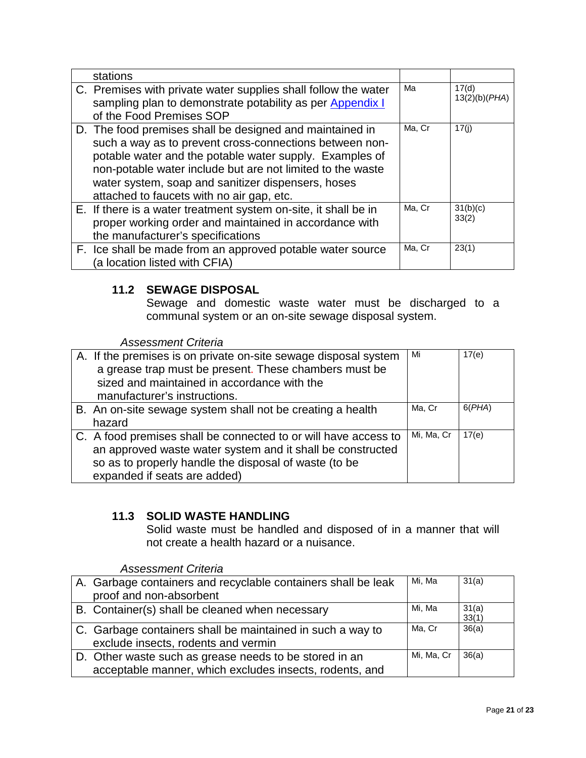| | | |
|---|---|---|
| stations | | |
| C. Premises with private water supplies shall follow the water sampling plan to demonstrate potability as per [Appendix I] of the Food Premises SOP | Ma | 17(d) 13(2)(b)(*PHA*) |
| D. The food premises shall be designed and maintained in such a way as to prevent cross-connections between non-potable water and the potable water supply. Examples of non-potable water include but are not limited to the waste water system, soap and sanitizer dispensers, hoses attached to faucets with no air gap, etc. | Ma, Cr | 17(j) |
| E. If there is a water treatment system on-site, it shall be in proper working order and maintained in accordance with the manufacturer's specifications | Ma, Cr | 31(b)(c) 33(2) |
| F. Ice shall be made from an approved potable water source (a location listed with CFIA) | Ma, Cr | 23(1) |

### 11.2 SEWAGE DISPOSAL

Sewage and domestic waste water must be discharged to a communal system or an on-site sewage disposal system.

*Assessment Criteria*

| | | |
|---|---|---|
| A. If the premises is on private on-site sewage disposal system a grease trap must be present. These chambers must be sized and maintained in accordance with the manufacturer's instructions. | Mi | 17(e) |
| B. An on-site sewage system shall not be creating a health hazard | Ma, Cr | 6(*PHA*) |
| C. A food premises shall be connected to or will have access to an approved waste water system and it shall be constructed so as to properly handle the disposal of waste (to be expanded if seats are added) | Mi, Ma, Cr | 17(e) |

### 11.3 SOLID WASTE HANDLING

Solid waste must be handled and disposed of in a manner that will not create a health hazard or a nuisance.

*Assessment Criteria*

| | | |
|---|---|---|
| A. Garbage containers and recyclable containers shall be leak proof and non-absorbent | Mi, Ma | 31(a) |
| B. Container(s) shall be cleaned when necessary | Mi, Ma | 31(a) 33(1) |
| C. Garbage containers shall be maintained in such a way to exclude insects, rodents and vermin | Ma, Cr | 36(a) |
| D. Other waste such as grease needs to be stored in an acceptable manner, which excludes insects, rodents, and | Mi, Ma, Cr | 36(a) |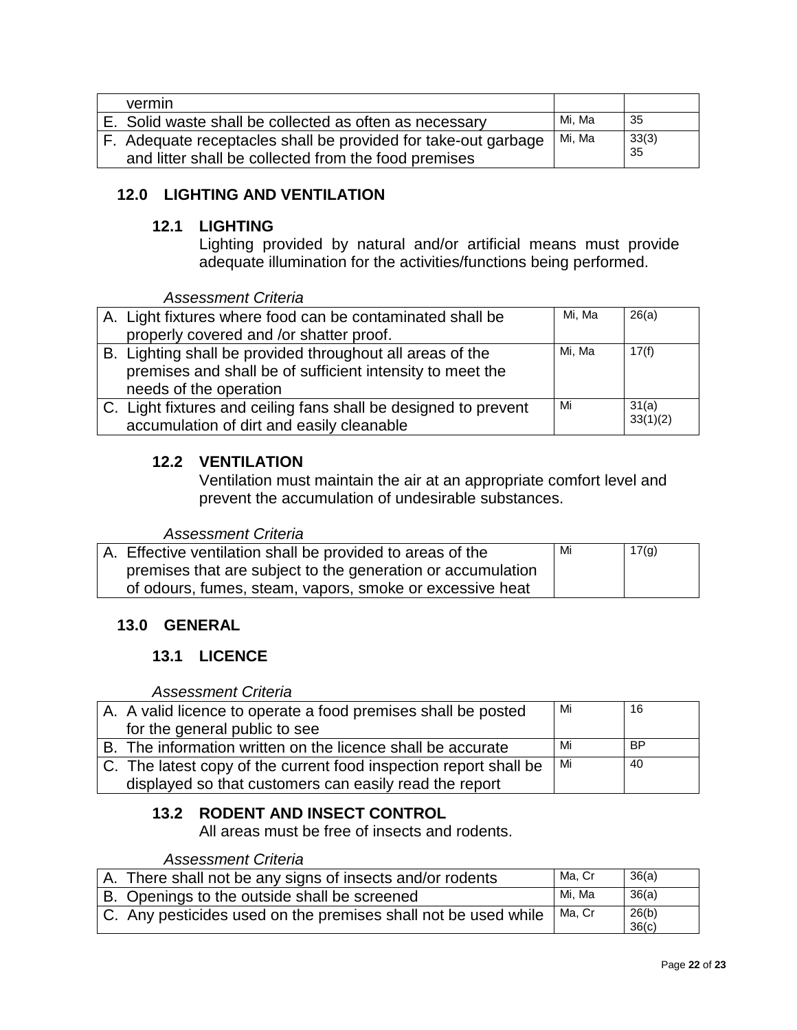| | | |
|---|---|---|
| vermin | | |
| E. Solid waste shall be collected as often as necessary | Mi, Ma | 35 |
| F. Adequate receptacles shall be provided for take-out garbage and litter shall be collected from the food premises | Mi, Ma | 33(3) 35 |

## 12.0 LIGHTING AND VENTILATION

### 12.1 LIGHTING

Lighting provided by natural and/or artificial means must provide adequate illumination for the activities/functions being performed.

*Assessment Criteria*

| | | |
|---|---|---|
| A. Light fixtures where food can be contaminated shall be properly covered and /or shatter proof. | Mi, Ma | 26(a) |
| B. Lighting shall be provided throughout all areas of the premises and shall be of sufficient intensity to meet the needs of the operation | Mi, Ma | 17(f) |
| C. Light fixtures and ceiling fans shall be designed to prevent accumulation of dirt and easily cleanable | Mi | 31(a) 33(1)(2) |

### 12.2 VENTILATION

Ventilation must maintain the air at an appropriate comfort level and prevent the accumulation of undesirable substances.

*Assessment Criteria*

| | | |
|---|---|---|
| A. Effective ventilation shall be provided to areas of the premises that are subject to the generation or accumulation of odours, fumes, steam, vapors, smoke or excessive heat | Mi | 17(g) |

## 13.0 GENERAL

### 13.1 LICENCE

*Assessment Criteria*

| | | |
|---|---|---|
| A. A valid licence to operate a food premises shall be posted for the general public to see | Mi | 16 |
| B. The information written on the licence shall be accurate | Mi | BP |
| C. The latest copy of the current food inspection report shall be displayed so that customers can easily read the report | Mi | 40 |

### 13.2 RODENT AND INSECT CONTROL

All areas must be free of insects and rodents.

*Assessment Criteria*

| | | |
|---|---|---|
| A. There shall not be any signs of insects and/or rodents | Ma, Cr | 36(a) |
| B. Openings to the outside shall be screened | Mi, Ma | 36(a) |
| C. Any pesticides used on the premises shall not be used while | Ma, Cr | 26(b) 36(c) |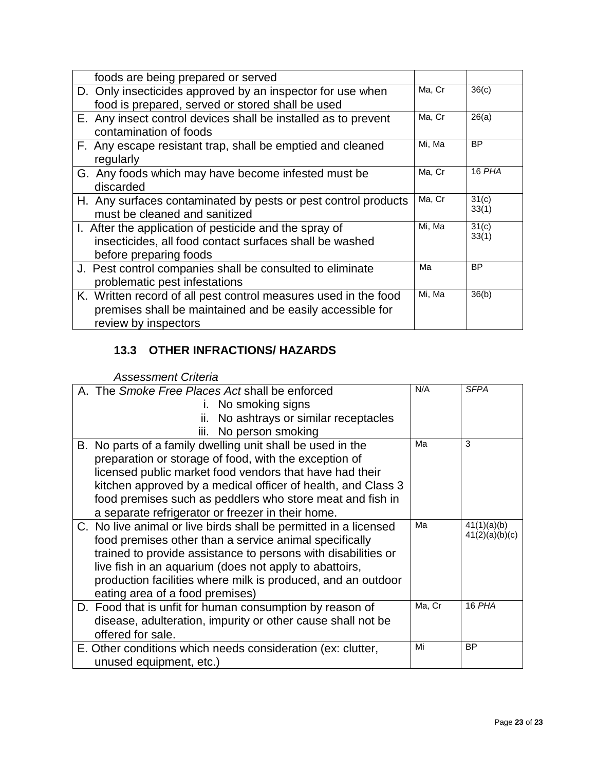| | | |
|---|---|---|
| foods are being prepared or served | | |
| D. Only insecticides approved by an inspector for use when food is prepared, served or stored shall be used | Ma, Cr | 36(c) |
| E. Any insect control devices shall be installed as to prevent contamination of foods | Ma, Cr | 26(a) |
| F. Any escape resistant trap, shall be emptied and cleaned regularly | Mi, Ma | BP |
| G. Any foods which may have become infested must be discarded | Ma, Cr | 16 *PHA* |
| H. Any surfaces contaminated by pests or pest control products must be cleaned and sanitized | Ma, Cr | 31(c) 33(1) |
| I. After the application of pesticide and the spray of insecticides, all food contact surfaces shall be washed before preparing foods | Mi, Ma | 31(c) 33(1) |
| J. Pest control companies shall be consulted to eliminate problematic pest infestations | Ma | BP |
| K. Written record of all pest control measures used in the food premises shall be maintained and be easily accessible for review by inspectors | Mi, Ma | 36(b) |

### 13.3 OTHER INFRACTIONS/ HAZARDS

*Assessment Criteria*

| | | |
|---|---|---|
| A. The *Smoke Free Places Act* shall be enforced<br>i. No smoking signs<br>ii. No ashtrays or similar receptacles<br>iii. No person smoking | N/A | *SFPA* |
| B. No parts of a family dwelling unit shall be used in the preparation or storage of food, with the exception of licensed public market food vendors that have had their kitchen approved by a medical officer of health, and Class 3 food premises such as peddlers who store meat and fish in a separate refrigerator or freezer in their home. | Ma | 3 |
| C. No live animal or live birds shall be permitted in a licensed food premises other than a service animal specifically trained to provide assistance to persons with disabilities or live fish in an aquarium (does not apply to abattoirs, production facilities where milk is produced, and an outdoor eating area of a food premises) | Ma | 41(1)(a)(b) 41(2)(a)(b)(c) |
| D. Food that is unfit for human consumption by reason of disease, adulteration, impurity or other cause shall not be offered for sale. | Ma, Cr | 16 *PHA* |
| E. Other conditions which needs consideration (ex: clutter, unused equipment, etc.) | Mi | BP |